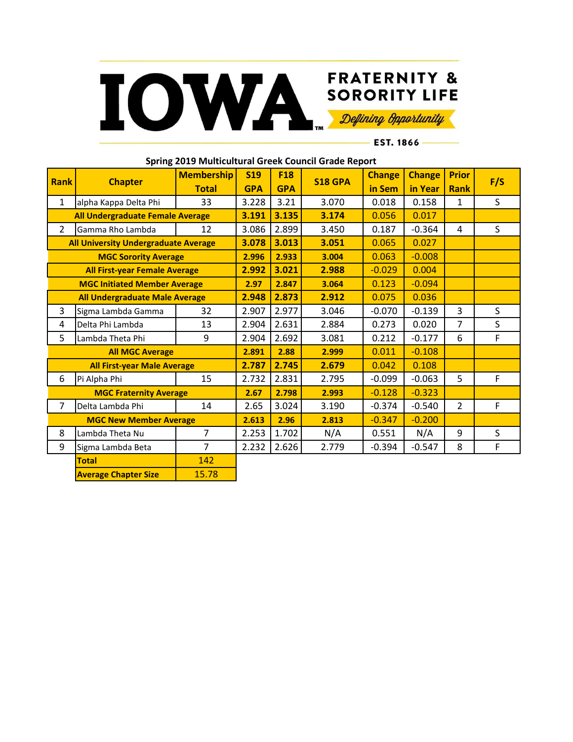IOWA FRATERNITY & SORORITY LIFE

*Defining Opportunity*

EST. 1866

## Spring 2019 Multicultural Greek Council Grade Report

| Rank | Chapter | Membership Total | S19 GPA | F18 GPA | S18 GPA | Change in Sem | Change in Year | Prior Rank | F/S |
|---|---|---|---|---|---|---|---|---|---|
| 1 | alpha Kappa Delta Phi | 33 | 3.228 | 3.21 | 3.070 | 0.018 | 0.158 | 1 | S |
| **All Undergraduate Female Average** | | | **3.191** | **3.135** | **3.174** | 0.056 | 0.017 | | |
| 2 | Gamma Rho Lambda | 12 | 3.086 | 2.899 | 3.450 | 0.187 | -0.364 | 4 | S |
| **All University Undergraduate Average** | | | **3.078** | **3.013** | **3.051** | 0.065 | 0.027 | | |
| **MGC Sorority Average** | | | **2.996** | **2.933** | **3.004** | 0.063 | -0.008 | | |
| **All First-year Female Average** | | | **2.992** | **3.021** | **2.988** | -0.029 | 0.004 | | |
| **MGC Initiated Member Average** | | | **2.97** | **2.847** | **3.064** | 0.123 | -0.094 | | |
| **All Undergraduate Male Average** | | | **2.948** | **2.873** | **2.912** | 0.075 | 0.036 | | |
| 3 | Sigma Lambda Gamma | 32 | 2.907 | 2.977 | 3.046 | -0.070 | -0.139 | 3 | S |
| 4 | Delta Phi Lambda | 13 | 2.904 | 2.631 | 2.884 | 0.273 | 0.020 | 7 | S |
| 5 | Lambda Theta Phi | 9 | 2.904 | 2.692 | 3.081 | 0.212 | -0.177 | 6 | F |
| **All MGC Average** | | | **2.891** | **2.88** | **2.999** | 0.011 | -0.108 | | |
| **All First-year Male Average** | | | **2.787** | **2.745** | **2.679** | 0.042 | 0.108 | | |
| 6 | Pi Alpha Phi | 15 | 2.732 | 2.831 | 2.795 | -0.099 | -0.063 | 5 | F |
| **MGC Fraternity Average** | | | **2.67** | **2.798** | **2.993** | -0.128 | -0.323 | | |
| 7 | Delta Lambda Phi | 14 | 2.65 | 3.024 | 3.190 | -0.374 | -0.540 | 2 | F |
| **MGC New Member Average** | | | **2.613** | **2.96** | **2.813** | -0.347 | -0.200 | | |
| 8 | Lambda Theta Nu | 7 | 2.253 | 1.702 | N/A | 0.551 | N/A | 9 | S |
| 9 | Sigma Lambda Beta | 7 | 2.232 | 2.626 | 2.779 | -0.394 | -0.547 | 8 | F |
| | **Total** | 142 | | | | | | | |
| | **Average Chapter Size** | 15.78 | | | | | | | |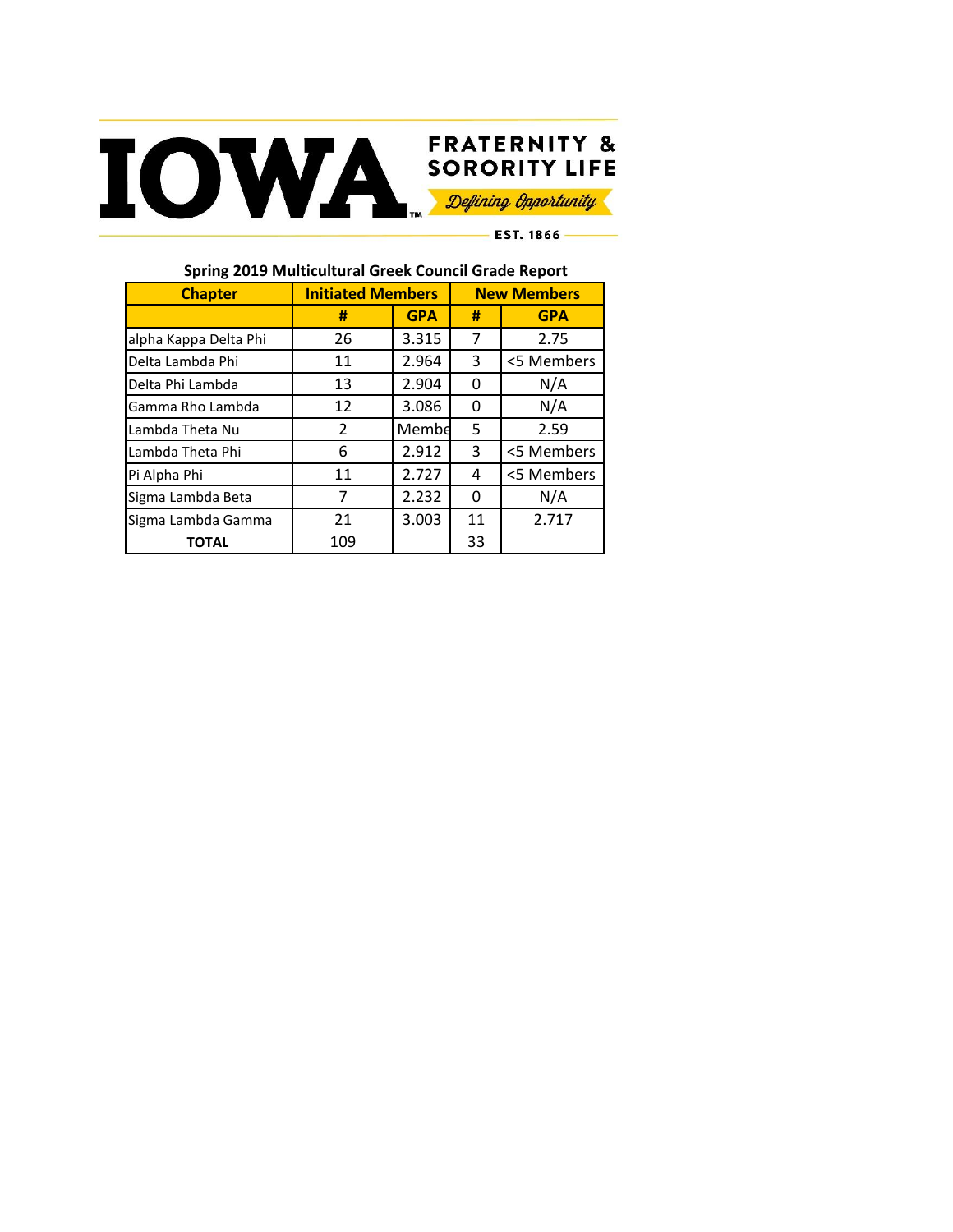IOWA FRATERNITY & SORORITY LIFE

*Defining Opportunity*

EST. 1866

**Spring 2019 Multicultural Greek Council Grade Report**

| Chapter | Initiated Members | | New Members | |
|---|---|---|---|---|
| | # | GPA | # | GPA |
| alpha Kappa Delta Phi | 26 | 3.315 | 7 | 2.75 |
| Delta Lambda Phi | 11 | 2.964 | 3 | <5 Members |
| Delta Phi Lambda | 13 | 2.904 | 0 | N/A |
| Gamma Rho Lambda | 12 | 3.086 | 0 | N/A |
| Lambda Theta Nu | 2 | Membe | 5 | 2.59 |
| Lambda Theta Phi | 6 | 2.912 | 3 | <5 Members |
| Pi Alpha Phi | 11 | 2.727 | 4 | <5 Members |
| Sigma Lambda Beta | 7 | 2.232 | 0 | N/A |
| Sigma Lambda Gamma | 21 | 3.003 | 11 | 2.717 |
| **TOTAL** | 109 | | 33 | |